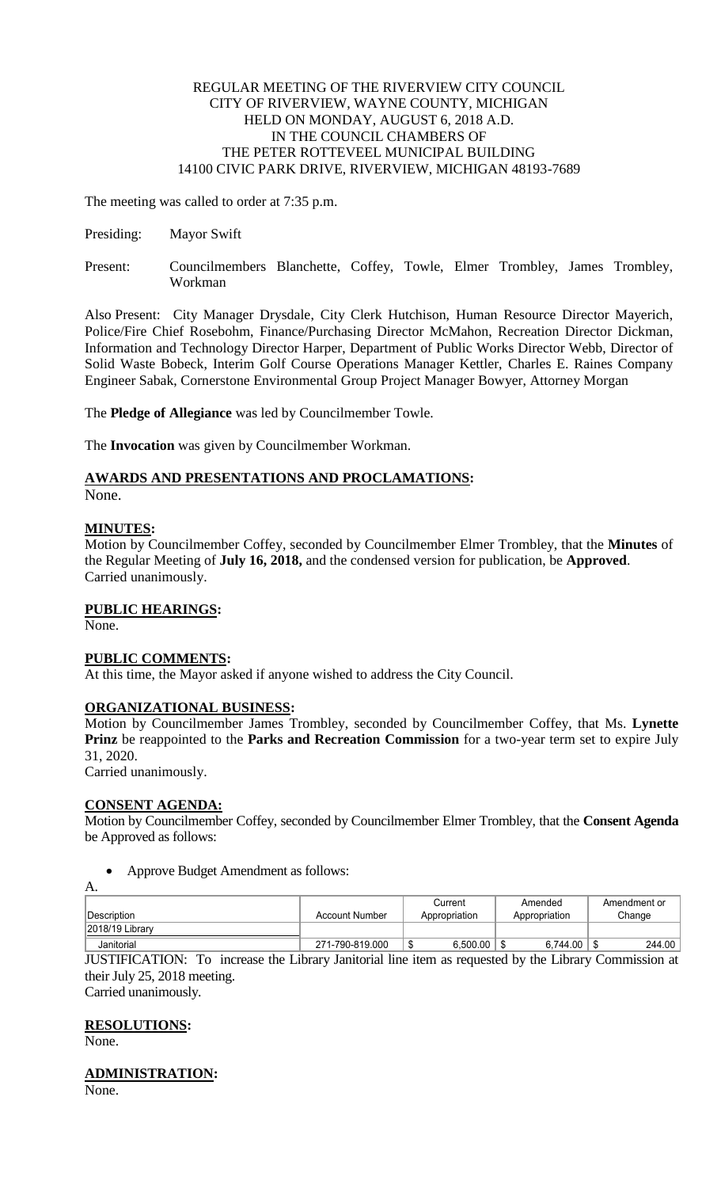REGULAR MEETING OF THE RIVERVIEW CITY COUNCIL
CITY OF RIVERVIEW, WAYNE COUNTY, MICHIGAN
HELD ON MONDAY, AUGUST 6, 2018 A.D.
IN THE COUNCIL CHAMBERS OF
THE PETER ROTTEVEEL MUNICIPAL BUILDING
14100 CIVIC PARK DRIVE, RIVERVIEW, MICHIGAN 48193-7689

The meeting was called to order at 7:35 p.m.

Presiding: Mayor Swift

Present: Councilmembers Blanchette, Coffey, Towle, Elmer Trombley, James Trombley, Workman

Also Present: City Manager Drysdale, City Clerk Hutchison, Human Resource Director Mayerich, Police/Fire Chief Rosebohm, Finance/Purchasing Director McMahon, Recreation Director Dickman, Information and Technology Director Harper, Department of Public Works Director Webb, Director of Solid Waste Bobeck, Interim Golf Course Operations Manager Kettler, Charles E. Raines Company Engineer Sabak, Cornerstone Environmental Group Project Manager Bowyer, Attorney Morgan

The **Pledge of Allegiance** was led by Councilmember Towle.

The **Invocation** was given by Councilmember Workman.

## AWARDS AND PRESENTATIONS AND PROCLAMATIONS:

None.

## MINUTES:

Motion by Councilmember Coffey, seconded by Councilmember Elmer Trombley, that the **Minutes** of the Regular Meeting of **July 16, 2018,** and the condensed version for publication, be **Approved**.
Carried unanimously.

## PUBLIC HEARINGS:

None.

## PUBLIC COMMENTS:

At this time, the Mayor asked if anyone wished to address the City Council.

## ORGANIZATIONAL BUSINESS:

Motion by Councilmember James Trombley, seconded by Councilmember Coffey, that Ms. **Lynette Prinz** be reappointed to the **Parks and Recreation Commission** for a two-year term set to expire July 31, 2020.
Carried unanimously.

## CONSENT AGENDA:

Motion by Councilmember Coffey, seconded by Councilmember Elmer Trombley, that the **Consent Agenda** be Approved as follows:

- Approve Budget Amendment as follows:

A.

| Description | Account Number | Current Appropriation | Amended Appropriation | Amendment or Change |
|---|---|---|---|---|
| 2018/19 Library | | | | |
| Janitorial | 271-790-819.000 | $ 6,500.00 | $ 6,744.00 | $ 244.00 |

JUSTIFICATION: To increase the Library Janitorial line item as requested by the Library Commission at their July 25, 2018 meeting.
Carried unanimously.

## RESOLUTIONS:

None.

## ADMINISTRATION:

None.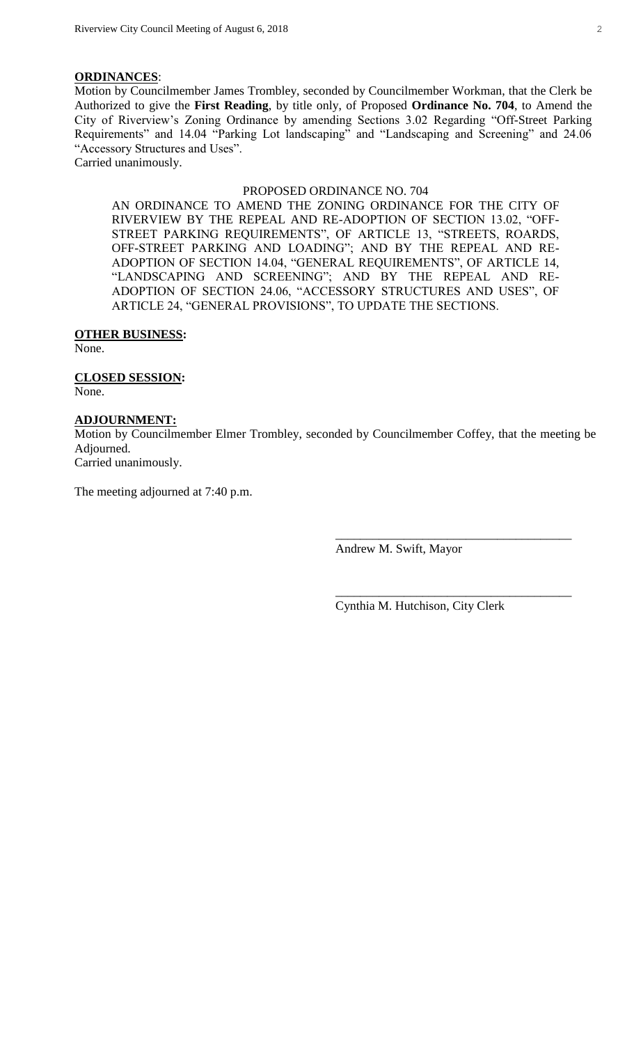**ORDINANCES**:

Motion by Councilmember James Trombley, seconded by Councilmember Workman, that the Clerk be Authorized to give the **First Reading**, by title only, of Proposed **Ordinance No. 704**, to Amend the City of Riverview's Zoning Ordinance by amending Sections 3.02 Regarding "Off-Street Parking Requirements" and 14.04 "Parking Lot landscaping" and "Landscaping and Screening" and 24.06 "Accessory Structures and Uses".

Carried unanimously.

PROPOSED ORDINANCE NO. 704

AN ORDINANCE TO AMEND THE ZONING ORDINANCE FOR THE CITY OF RIVERVIEW BY THE REPEAL AND RE-ADOPTION OF SECTION 13.02, "OFF-STREET PARKING REQUIREMENTS", OF ARTICLE 13, "STREETS, ROARDS, OFF-STREET PARKING AND LOADING"; AND BY THE REPEAL AND RE-ADOPTION OF SECTION 14.04, "GENERAL REQUIREMENTS", OF ARTICLE 14, "LANDSCAPING AND SCREENING"; AND BY THE REPEAL AND RE-ADOPTION OF SECTION 24.06, "ACCESSORY STRUCTURES AND USES", OF ARTICLE 24, "GENERAL PROVISIONS", TO UPDATE THE SECTIONS.

**OTHER BUSINESS:**

None.

**CLOSED SESSION:**

None.

**ADJOURNMENT:**

Motion by Councilmember Elmer Trombley, seconded by Councilmember Coffey, that the meeting be Adjourned.

Carried unanimously.

The meeting adjourned at 7:40 p.m.

\_\_\_\_\_\_\_\_\_\_\_\_\_\_\_\_\_\_\_\_\_\_\_\_\_\_\_\_\_\_\_\_\_\_\_\_\_\_

Andrew M. Swift, Mayor

\_\_\_\_\_\_\_\_\_\_\_\_\_\_\_\_\_\_\_\_\_\_\_\_\_\_\_\_\_\_\_\_\_\_\_\_\_\_

Cynthia M. Hutchison, City Clerk